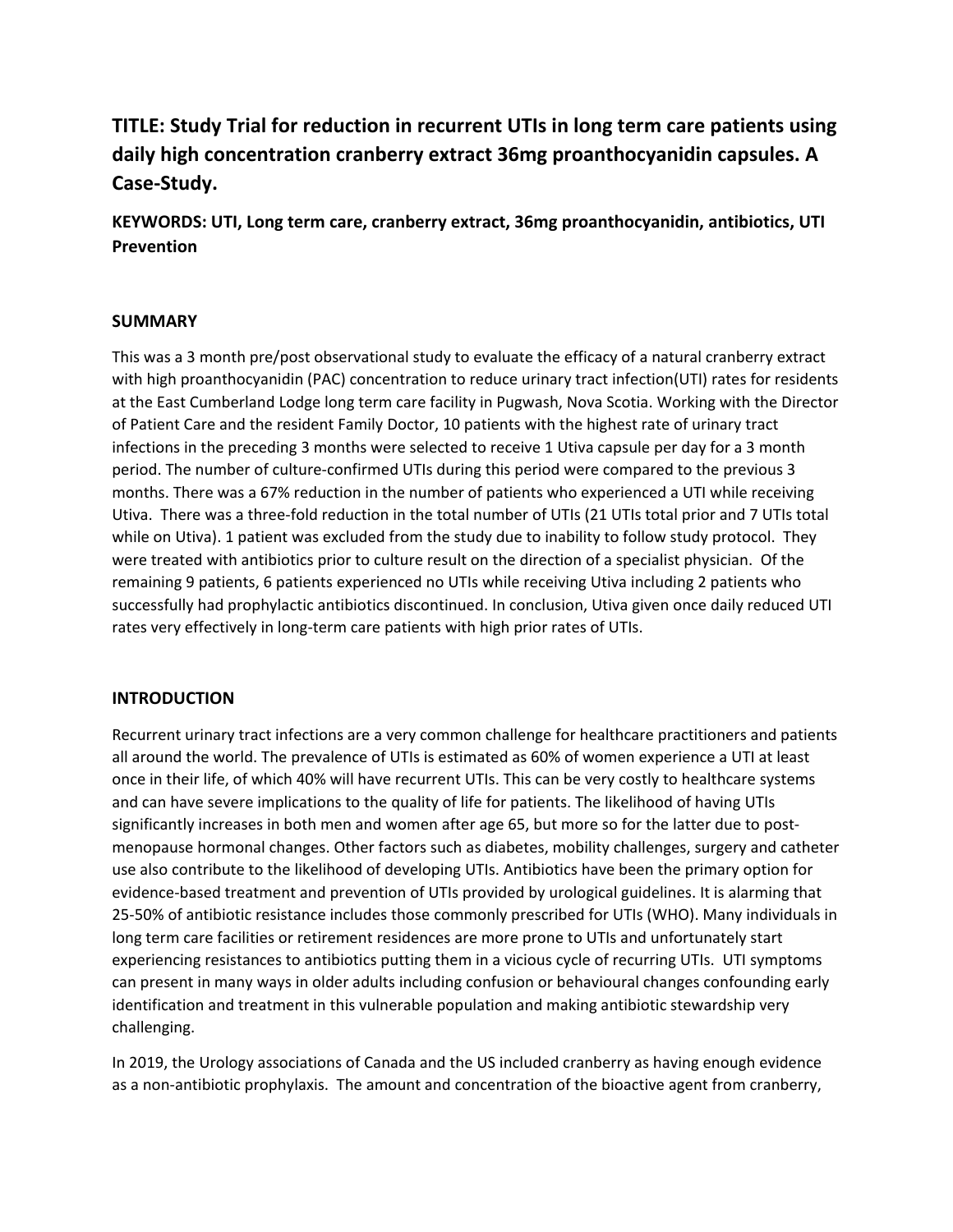# TITLE: Study Trial for reduction in recurrent UTIs in long term care patients using daily high concentration cranberry extract 36mg proanthocyanidin capsules. A Case-Study.

**KEYWORDS: UTI, Long term care, cranberry extract, 36mg proanthocyanidin, antibiotics, UTI Prevention**

## SUMMARY

This was a 3 month pre/post observational study to evaluate the efficacy of a natural cranberry extract with high proanthocyanidin (PAC) concentration to reduce urinary tract infection(UTI) rates for residents at the East Cumberland Lodge long term care facility in Pugwash, Nova Scotia. Working with the Director of Patient Care and the resident Family Doctor, 10 patients with the highest rate of urinary tract infections in the preceding 3 months were selected to receive 1 Utiva capsule per day for a 3 month period. The number of culture-confirmed UTIs during this period were compared to the previous 3 months. There was a 67% reduction in the number of patients who experienced a UTI while receiving Utiva. There was a three-fold reduction in the total number of UTIs (21 UTIs total prior and 7 UTIs total while on Utiva). 1 patient was excluded from the study due to inability to follow study protocol. They were treated with antibiotics prior to culture result on the direction of a specialist physician. Of the remaining 9 patients, 6 patients experienced no UTIs while receiving Utiva including 2 patients who successfully had prophylactic antibiotics discontinued. In conclusion, Utiva given once daily reduced UTI rates very effectively in long-term care patients with high prior rates of UTIs.

## INTRODUCTION

Recurrent urinary tract infections are a very common challenge for healthcare practitioners and patients all around the world. The prevalence of UTIs is estimated as 60% of women experience a UTI at least once in their life, of which 40% will have recurrent UTIs. This can be very costly to healthcare systems and can have severe implications to the quality of life for patients. The likelihood of having UTIs significantly increases in both men and women after age 65, but more so for the latter due to post-menopause hormonal changes. Other factors such as diabetes, mobility challenges, surgery and catheter use also contribute to the likelihood of developing UTIs. Antibiotics have been the primary option for evidence-based treatment and prevention of UTIs provided by urological guidelines. It is alarming that 25-50% of antibiotic resistance includes those commonly prescribed for UTIs (WHO). Many individuals in long term care facilities or retirement residences are more prone to UTIs and unfortunately start experiencing resistances to antibiotics putting them in a vicious cycle of recurring UTIs. UTI symptoms can present in many ways in older adults including confusion or behavioural changes confounding early identification and treatment in this vulnerable population and making antibiotic stewardship very challenging.

In 2019, the Urology associations of Canada and the US included cranberry as having enough evidence as a non-antibiotic prophylaxis. The amount and concentration of the bioactive agent from cranberry,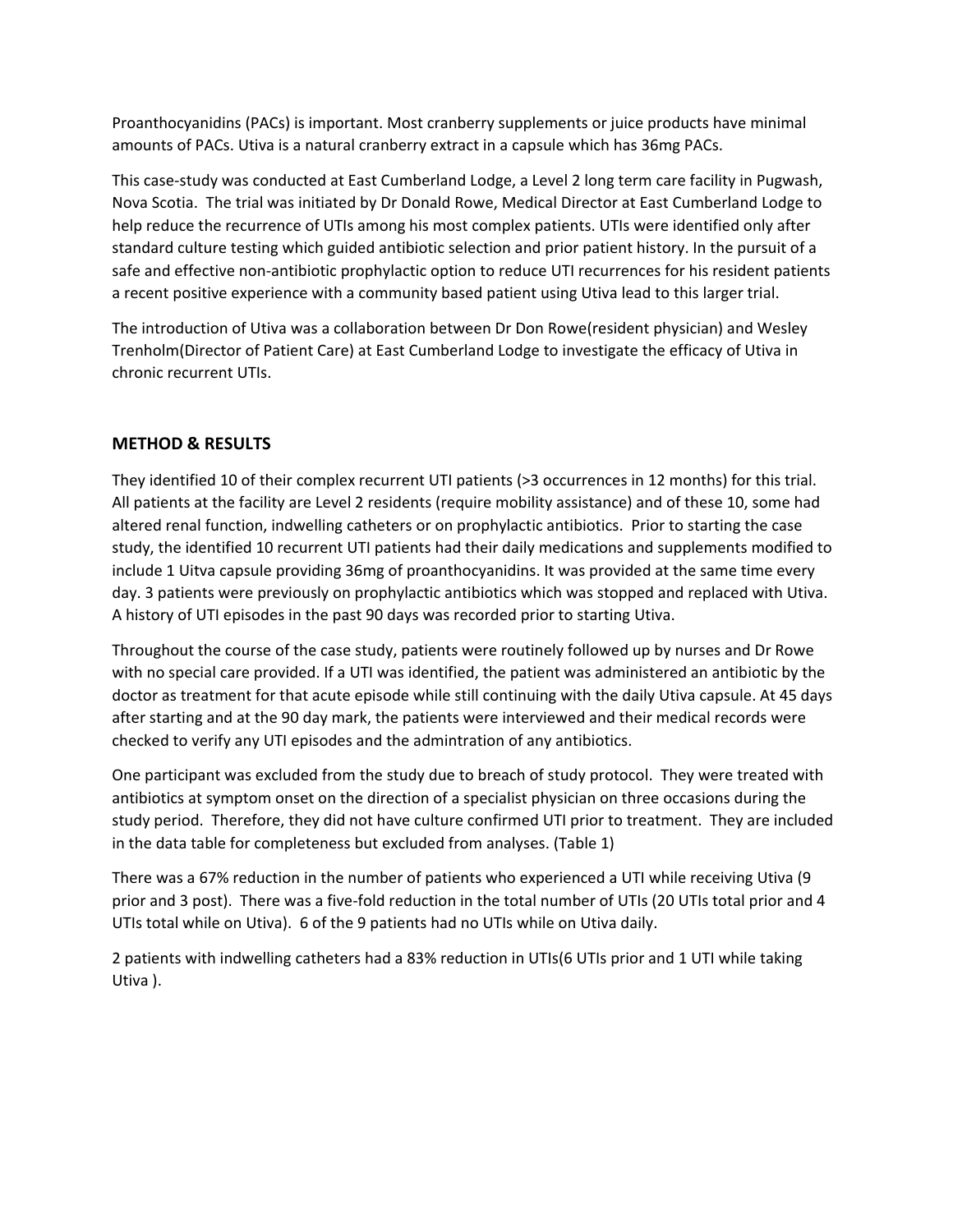Proanthocyanidins (PACs) is important. Most cranberry supplements or juice products have minimal amounts of PACs. Utiva is a natural cranberry extract in a capsule which has 36mg PACs.

This case-study was conducted at East Cumberland Lodge, a Level 2 long term care facility in Pugwash, Nova Scotia. The trial was initiated by Dr Donald Rowe, Medical Director at East Cumberland Lodge to help reduce the recurrence of UTIs among his most complex patients. UTIs were identified only after standard culture testing which guided antibiotic selection and prior patient history. In the pursuit of a safe and effective non-antibiotic prophylactic option to reduce UTI recurrences for his resident patients a recent positive experience with a community based patient using Utiva lead to this larger trial.

The introduction of Utiva was a collaboration between Dr Don Rowe(resident physician) and Wesley Trenholm(Director of Patient Care) at East Cumberland Lodge to investigate the efficacy of Utiva in chronic recurrent UTIs.

## METHOD & RESULTS

They identified 10 of their complex recurrent UTI patients (>3 occurrences in 12 months) for this trial. All patients at the facility are Level 2 residents (require mobility assistance) and of these 10, some had altered renal function, indwelling catheters or on prophylactic antibiotics. Prior to starting the case study, the identified 10 recurrent UTI patients had their daily medications and supplements modified to include 1 Uitva capsule providing 36mg of proanthocyanidins. It was provided at the same time every day. 3 patients were previously on prophylactic antibiotics which was stopped and replaced with Utiva. A history of UTI episodes in the past 90 days was recorded prior to starting Utiva.

Throughout the course of the case study, patients were routinely followed up by nurses and Dr Rowe with no special care provided. If a UTI was identified, the patient was administered an antibiotic by the doctor as treatment for that acute episode while still continuing with the daily Utiva capsule. At 45 days after starting and at the 90 day mark, the patients were interviewed and their medical records were checked to verify any UTI episodes and the admintration of any antibiotics.

One participant was excluded from the study due to breach of study protocol. They were treated with antibiotics at symptom onset on the direction of a specialist physician on three occasions during the study period. Therefore, they did not have culture confirmed UTI prior to treatment. They are included in the data table for completeness but excluded from analyses. (Table 1)

There was a 67% reduction in the number of patients who experienced a UTI while receiving Utiva (9 prior and 3 post). There was a five-fold reduction in the total number of UTIs (20 UTIs total prior and 4 UTIs total while on Utiva). 6 of the 9 patients had no UTIs while on Utiva daily.

2 patients with indwelling catheters had a 83% reduction in UTIs(6 UTIs prior and 1 UTI while taking Utiva ).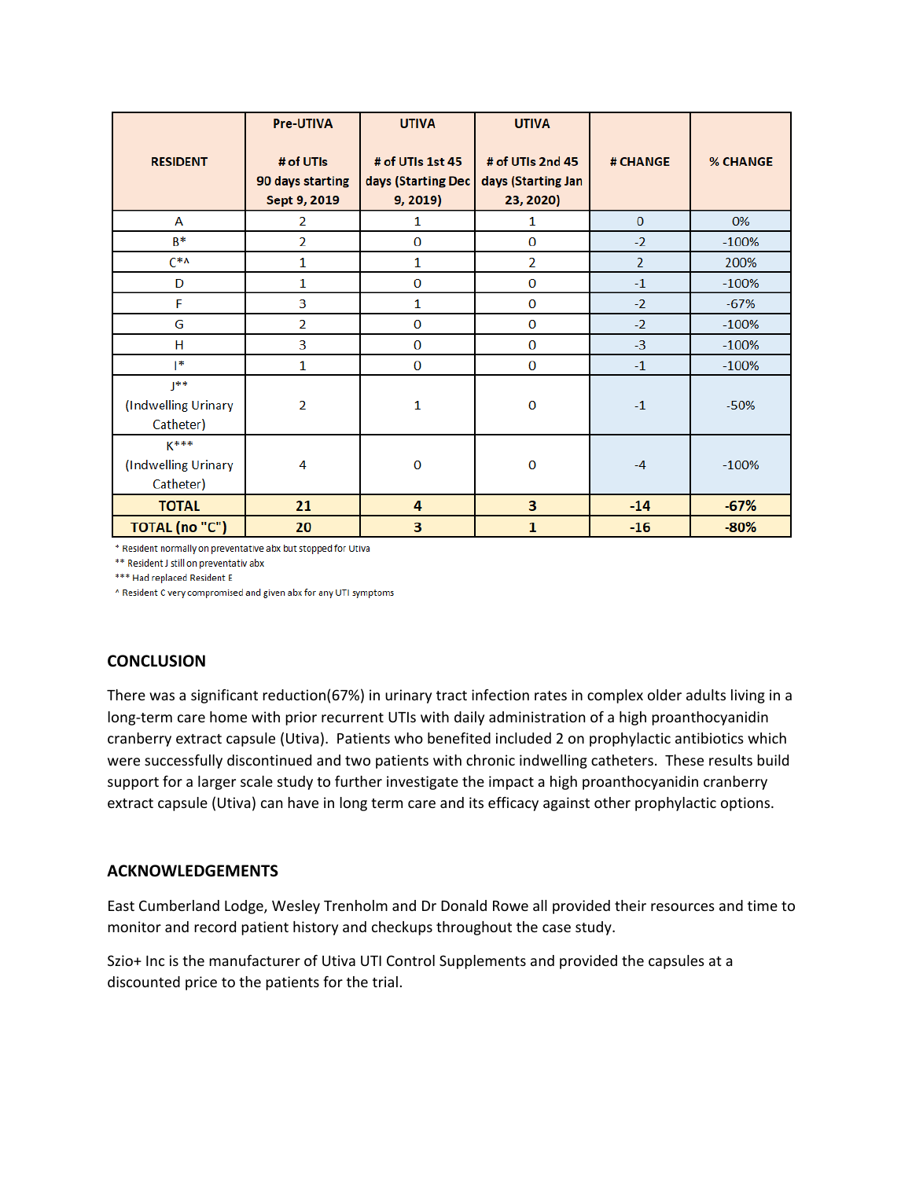| RESIDENT | Pre-UTIVA # of UTIs 90 days starting Sept 9, 2019 | UTIVA # of UTIs 1st 45 days (Starting Dec 9, 2019) | UTIVA # of UTIs 2nd 45 days (Starting Jan 23, 2020) | # CHANGE | % CHANGE |
|---|---|---|---|---|---|
| A | 2 | 1 | 1 | 0 | 0% |
| B* | 2 | 0 | 0 | -2 | -100% |
| C*^ | 1 | 1 | 2 | 2 | 200% |
| D | 1 | 0 | 0 | -1 | -100% |
| F | 3 | 1 | 0 | -2 | -67% |
| G | 2 | 0 | 0 | -2 | -100% |
| H | 3 | 0 | 0 | -3 | -100% |
| I* | 1 | 0 | 0 | -1 | -100% |
| J** (Indwelling Urinary Catheter) | 2 | 1 | 0 | -1 | -50% |
| K*** (Indwelling Urinary Catheter) | 4 | 0 | 0 | -4 | -100% |
| **TOTAL** | **21** | **4** | **3** | **-14** | **-67%** |
| **TOTAL (no "C")** | **20** | **3** | **1** | **-16** | **-80%** |

\* Resident normally on preventative abx but stopped for Utiva
** Resident J still on preventativ abx
*** Had replaced Resident E
^ Resident C very compromised and given abx for any UTI symptoms

## CONCLUSION

There was a significant reduction(67%) in urinary tract infection rates in complex older adults living in a long-term care home with prior recurrent UTIs with daily administration of a high proanthocyanidin cranberry extract capsule (Utiva). Patients who benefited included 2 on prophylactic antibiotics which were successfully discontinued and two patients with chronic indwelling catheters. These results build support for a larger scale study to further investigate the impact a high proanthocyanidin cranberry extract capsule (Utiva) can have in long term care and its efficacy against other prophylactic options.

## ACKNOWLEDGEMENTS

East Cumberland Lodge, Wesley Trenholm and Dr Donald Rowe all provided their resources and time to monitor and record patient history and checkups throughout the case study.

Szio+ Inc is the manufacturer of Utiva UTI Control Supplements and provided the capsules at a discounted price to the patients for the trial.